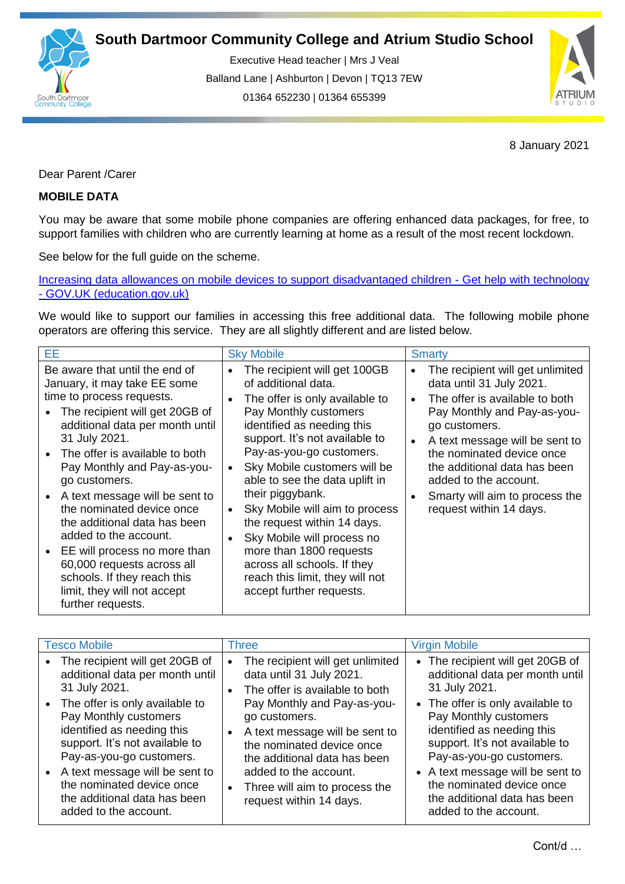# South Dartmoor Community College and Atrium Studio School

Executive Head teacher | Mrs J Veal
Balland Lane | Ashburton | Devon | TQ13 7EW
01364 652230 | 01364 655399

8 January 2021

Dear Parent /Carer

**MOBILE DATA**

You may be aware that some mobile phone companies are offering enhanced data packages, for free, to support families with children who are currently learning at home as a result of the most recent lockdown.

See below for the full guide on the scheme.

[Increasing data allowances on mobile devices to support disadvantaged children - Get help with technology - GOV.UK (education.gov.uk)]

We would like to support our families in accessing this free additional data. The following mobile phone operators are offering this service. They are all slightly different and are listed below.

| EE | Sky Mobile | Smarty |
|---|---|---|
| Be aware that until the end of January, it may take EE some time to process requests.<br>• The recipient will get 20GB of additional data per month until 31 July 2021.<br>• The offer is available to both Pay Monthly and Pay-as-you-go customers.<br>• A text message will be sent to the nominated device once the additional data has been added to the account.<br>• EE will process no more than 60,000 requests across all schools. If they reach this limit, they will not accept further requests. | • The recipient will get 100GB of additional data.<br>• The offer is only available to Pay Monthly customers identified as needing this support. It's not available to Pay-as-you-go customers.<br>• Sky Mobile customers will be able to see the data uplift in their piggybank.<br>• Sky Mobile will aim to process the request within 14 days.<br>• Sky Mobile will process no more than 1800 requests across all schools. If they reach this limit, they will not accept further requests. | • The recipient will get unlimited data until 31 July 2021.<br>• The offer is available to both Pay Monthly and Pay-as-you-go customers.<br>• A text message will be sent to the nominated device once the additional data has been added to the account.<br>• Smarty will aim to process the request within 14 days. |

| Tesco Mobile | Three | Virgin Mobile |
|---|---|---|
| • The recipient will get 20GB of additional data per month until 31 July 2021.<br>• The offer is only available to Pay Monthly customers identified as needing this support. It's not available to Pay-as-you-go customers.<br>• A text message will be sent to the nominated device once the additional data has been added to the account. | • The recipient will get unlimited data until 31 July 2021.<br>• The offer is available to both Pay Monthly and Pay-as-you-go customers.<br>• A text message will be sent to the nominated device once the additional data has been added to the account.<br>• Three will aim to process the request within 14 days. | • The recipient will get 20GB of additional data per month until 31 July 2021.<br>• The offer is only available to Pay Monthly customers identified as needing this support. It's not available to Pay-as-you-go customers.<br>• A text message will be sent to the nominated device once the additional data has been added to the account. |

Cont/d …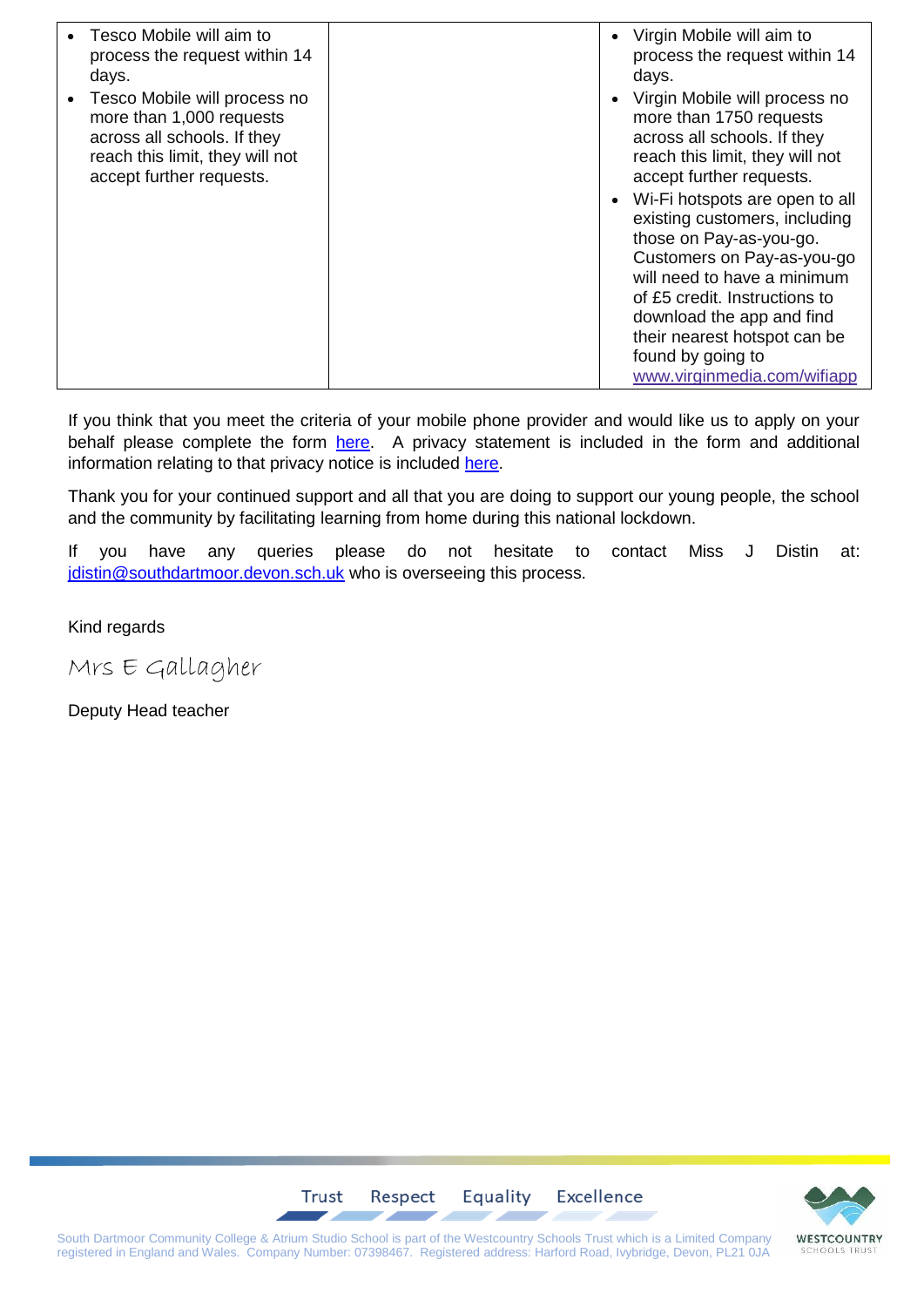| | | |
|---|---|---|
| • Tesco Mobile will aim to process the request within 14 days.<br>• Tesco Mobile will process no more than 1,000 requests across all schools. If they reach this limit, they will not accept further requests. | | • Virgin Mobile will aim to process the request within 14 days.<br>• Virgin Mobile will process no more than 1750 requests across all schools. If they reach this limit, they will not accept further requests.<br>• Wi-Fi hotspots are open to all existing customers, including those on Pay-as-you-go. Customers on Pay-as-you-go will need to have a minimum of £5 credit. Instructions to download the app and find their nearest hotspot can be found by going to www.virginmedia.com/wifiapp |

If you think that you meet the criteria of your mobile phone provider and would like us to apply on your behalf please complete the form here. A privacy statement is included in the form and additional information relating to that privacy notice is included here.

Thank you for your continued support and all that you are doing to support our young people, the school and the community by facilitating learning from home during this national lockdown.

If you have any queries please do not hesitate to contact Miss J Distin at: jdistin@southdartmoor.devon.sch.uk who is overseeing this process.

Kind regards

Mrs E Gallagher

Deputy Head teacher

Trust Respect Equality Excellence

South Dartmoor Community College & Atrium Studio School is part of the Westcountry Schools Trust which is a Limited Company registered in England and Wales. Company Number: 07398467. Registered address: Harford Road, Ivybridge, Devon, PL21 0JA

WESTCOUNTRY SCHOOLS TRUST